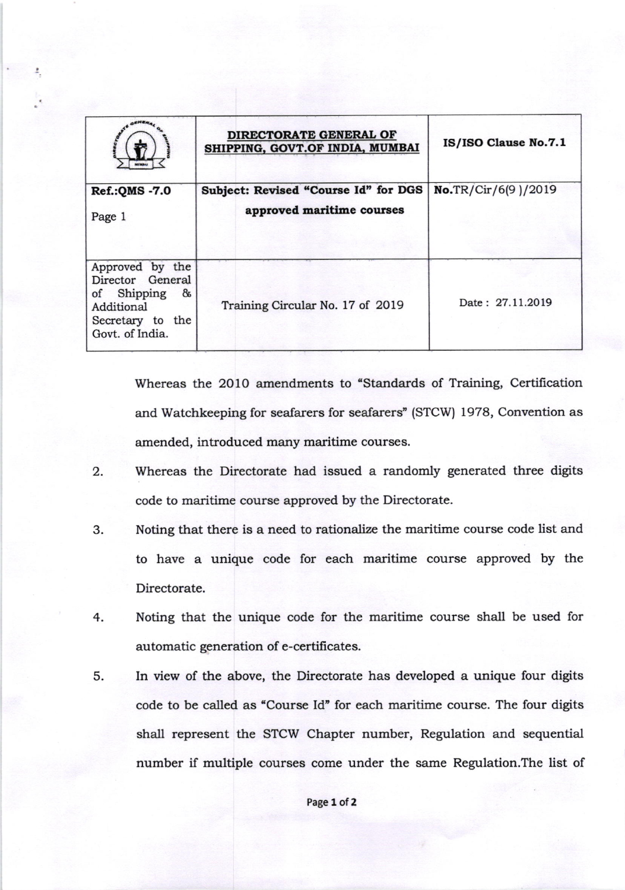| | DIRECTORATE GENERAL OF SHIPPING, GOVT.OF INDIA, MUMBAI | IS/ISO Clause No.7.1 |
|---|---|---|
| **Ref.:QMS -7.0**<br>Page 1 | **Subject: Revised "Course Id" for DGS approved maritime courses** | **No.**TR/Cir/6(9 )/2019 |
| Approved by the Director General of Shipping & Additional Secretary to the Govt. of India. | Training Circular No. 17 of 2019 | Date : 27.11.2019 |

Whereas the 2010 amendments to "Standards of Training, Certification and Watchkeeping for seafarers for seafarers" (STCW) 1978, Convention as amended, introduced many maritime courses.

2. Whereas the Directorate had issued a randomly generated three digits code to maritime course approved by the Directorate.

3. Noting that there is a need to rationalize the maritime course code list and to have a unique code for each maritime course approved by the Directorate.

4. Noting that the unique code for the maritime course shall be used for automatic generation of e-certificates.

5. In view of the above, the Directorate has developed a unique four digits code to be called as "Course Id" for each maritime course. The four digits shall represent the STCW Chapter number, Regulation and sequential number if multiple courses come under the same Regulation.The list of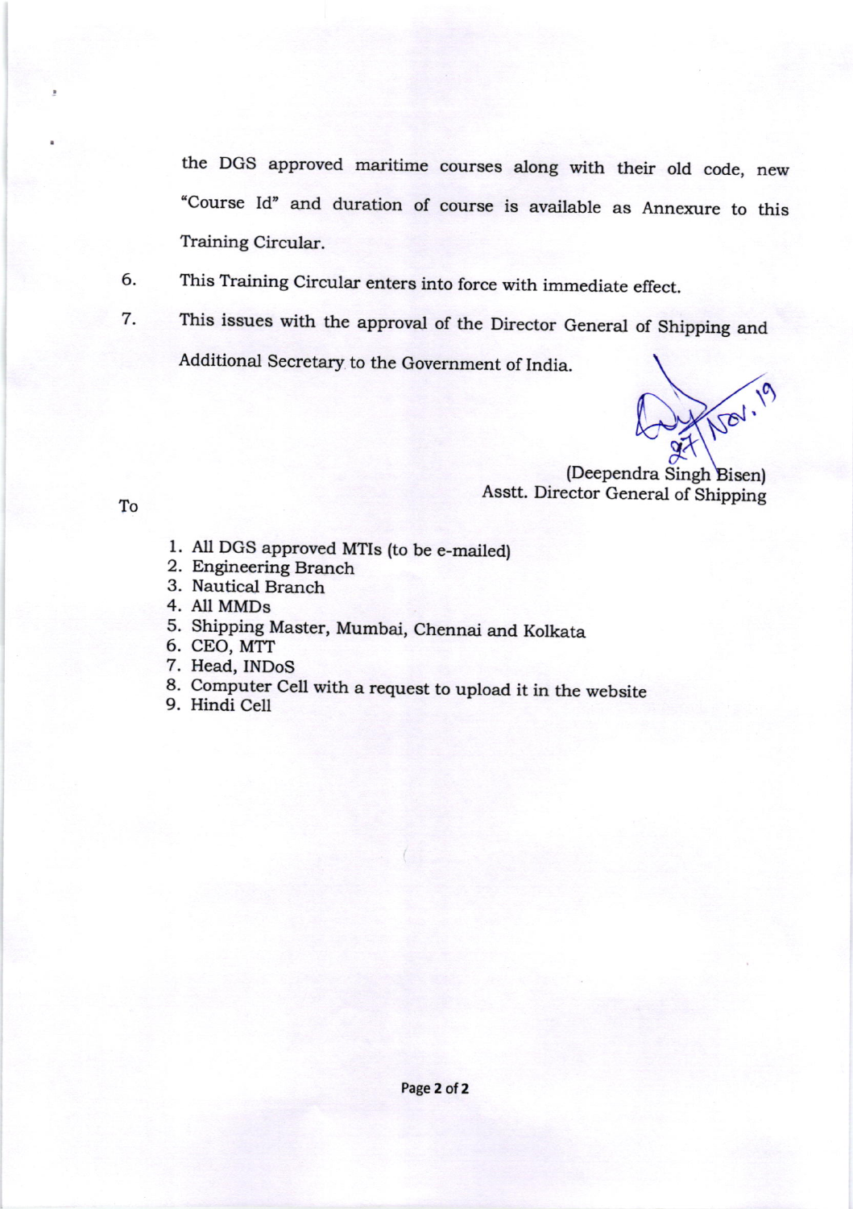the DGS approved maritime courses along with their old code, new "Course Id" and duration of course is available as Annexure to this Training Circular.

6. This Training Circular enters into force with immediate effect.

7. This issues with the approval of the Director General of Shipping and Additional Secretary to the Government of India.

27 Nov. 19

(Deependra Singh Bisen)
Asstt. Director General of Shipping

To

1. All DGS approved MTIs (to be e-mailed)
2. Engineering Branch
3. Nautical Branch
4. All MMDs
5. Shipping Master, Mumbai, Chennai and Kolkata
6. CEO, MTT
7. Head, INDoS
8. Computer Cell with a request to upload it in the website
9. Hindi Cell